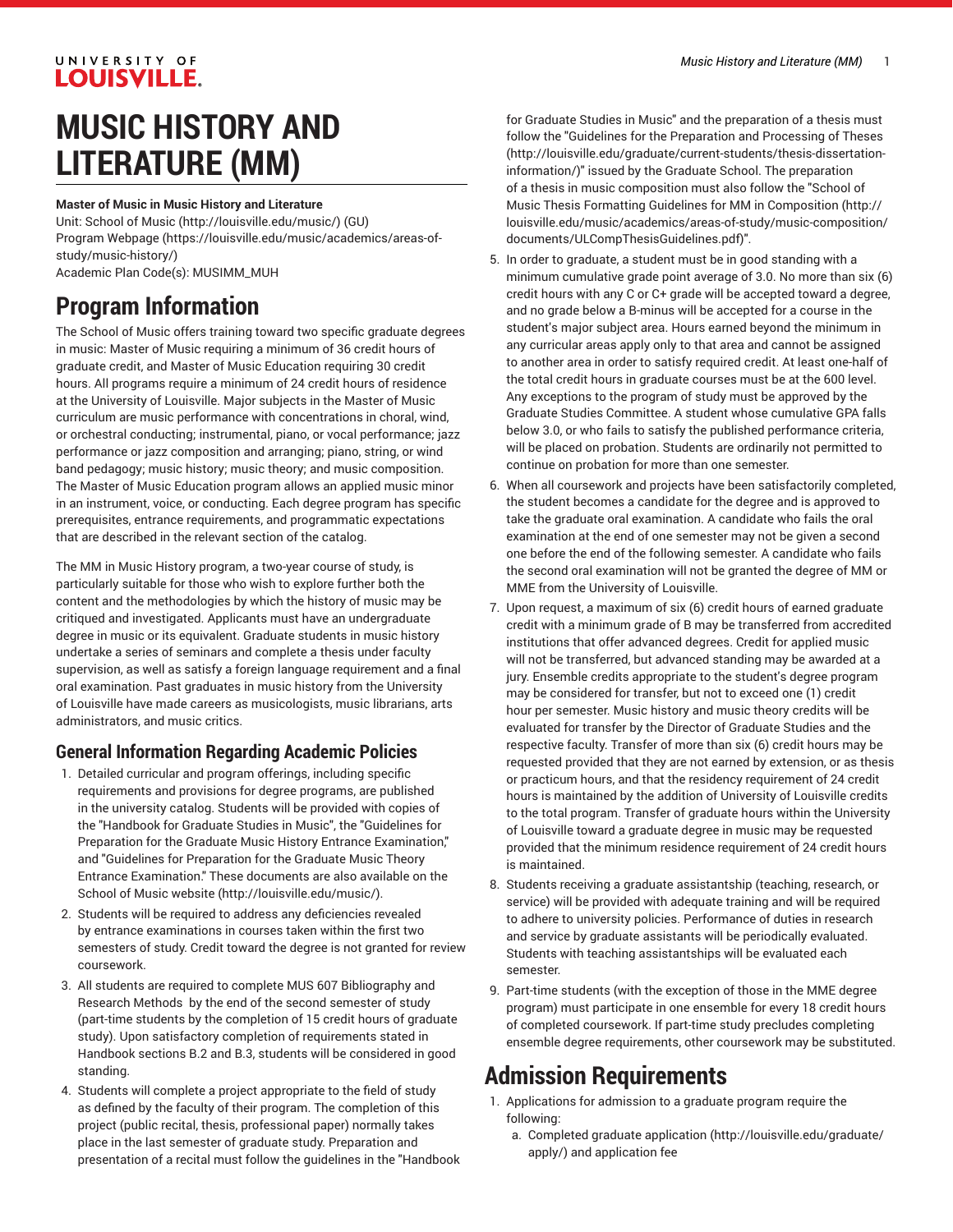# MUSIC HISTORY AND LITERATURE (MM)

**Master of Music in Music History and Literature**

Unit: School of Music (http://louisville.edu/music/) (GU)
Program Webpage (https://louisville.edu/music/academics/areas-of-study/music-history/)
Academic Plan Code(s): MUSIMM_MUH

## Program Information

The School of Music offers training toward two specific graduate degrees in music: Master of Music requiring a minimum of 36 credit hours of graduate credit, and Master of Music Education requiring 30 credit hours. All programs require a minimum of 24 credit hours of residence at the University of Louisville. Major subjects in the Master of Music curriculum are music performance with concentrations in choral, wind, or orchestral conducting; instrumental, piano, or vocal performance; jazz performance or jazz composition and arranging; piano, string, or wind band pedagogy; music history; music theory; and music composition. The Master of Music Education program allows an applied music minor in an instrument, voice, or conducting. Each degree program has specific prerequisites, entrance requirements, and programmatic expectations that are described in the relevant section of the catalog.

The MM in Music History program, a two-year course of study, is particularly suitable for those who wish to explore further both the content and the methodologies by which the history of music may be critiqued and investigated. Applicants must have an undergraduate degree in music or its equivalent. Graduate students in music history undertake a series of seminars and complete a thesis under faculty supervision, as well as satisfy a foreign language requirement and a final oral examination. Past graduates in music history from the University of Louisville have made careers as musicologists, music librarians, arts administrators, and music critics.

### General Information Regarding Academic Policies

1. Detailed curricular and program offerings, including specific requirements and provisions for degree programs, are published in the university catalog. Students will be provided with copies of the "Handbook for Graduate Studies in Music", the "Guidelines for Preparation for the Graduate Music History Entrance Examination," and "Guidelines for Preparation for the Graduate Music Theory Entrance Examination." These documents are also available on the School of Music website (http://louisville.edu/music/).
2. Students will be required to address any deficiencies revealed by entrance examinations in courses taken within the first two semesters of study. Credit toward the degree is not granted for review coursework.
3. All students are required to complete MUS 607 Bibliography and Research Methods by the end of the second semester of study (part-time students by the completion of 15 credit hours of graduate study). Upon satisfactory completion of requirements stated in Handbook sections B.2 and B.3, students will be considered in good standing.
4. Students will complete a project appropriate to the field of study as defined by the faculty of their program. The completion of this project (public recital, thesis, professional paper) normally takes place in the last semester of graduate study. Preparation and presentation of a recital must follow the guidelines in the "Handbook for Graduate Studies in Music" and the preparation of a thesis must follow the "Guidelines for the Preparation and Processing of Theses (http://louisville.edu/graduate/current-students/thesis-dissertation-information/)" issued by the Graduate School. The preparation of a thesis in music composition must also follow the "School of Music Thesis Formatting Guidelines for MM in Composition (http://louisville.edu/music/academics/areas-of-study/music-composition/documents/ULCompThesisGuidelines.pdf)".
5. In order to graduate, a student must be in good standing with a minimum cumulative grade point average of 3.0. No more than six (6) credit hours with any C or C+ grade will be accepted toward a degree, and no grade below a B-minus will be accepted for a course in the student's major subject area. Hours earned beyond the minimum in any curricular areas apply only to that area and cannot be assigned to another area in order to satisfy required credit. At least one-half of the total credit hours in graduate courses must be at the 600 level. Any exceptions to the program of study must be approved by the Graduate Studies Committee. A student whose cumulative GPA falls below 3.0, or who fails to satisfy the published performance criteria, will be placed on probation. Students are ordinarily not permitted to continue on probation for more than one semester.
6. When all coursework and projects have been satisfactorily completed, the student becomes a candidate for the degree and is approved to take the graduate oral examination. A candidate who fails the oral examination at the end of one semester may not be given a second one before the end of the following semester. A candidate who fails the second oral examination will not be granted the degree of MM or MME from the University of Louisville.
7. Upon request, a maximum of six (6) credit hours of earned graduate credit with a minimum grade of B may be transferred from accredited institutions that offer advanced degrees. Credit for applied music will not be transferred, but advanced standing may be awarded at a jury. Ensemble credits appropriate to the student's degree program may be considered for transfer, but not to exceed one (1) credit hour per semester. Music history and music theory credits will be evaluated for transfer by the Director of Graduate Studies and the respective faculty. Transfer of more than six (6) credit hours may be requested provided that they are not earned by extension, or as thesis or practicum hours, and that the residency requirement of 24 credit hours is maintained by the addition of University of Louisville credits to the total program. Transfer of graduate hours within the University of Louisville toward a graduate degree in music may be requested provided that the minimum residence requirement of 24 credit hours is maintained.
8. Students receiving a graduate assistantship (teaching, research, or service) will be provided with adequate training and will be required to adhere to university policies. Performance of duties in research and service by graduate assistants will be periodically evaluated. Students with teaching assistantships will be evaluated each semester.
9. Part-time students (with the exception of those in the MME degree program) must participate in one ensemble for every 18 credit hours of completed coursework. If part-time study precludes completing ensemble degree requirements, other coursework may be substituted.

## Admission Requirements

1. Applications for admission to a graduate program require the following:
   a. Completed graduate application (http://louisville.edu/graduate/apply/) and application fee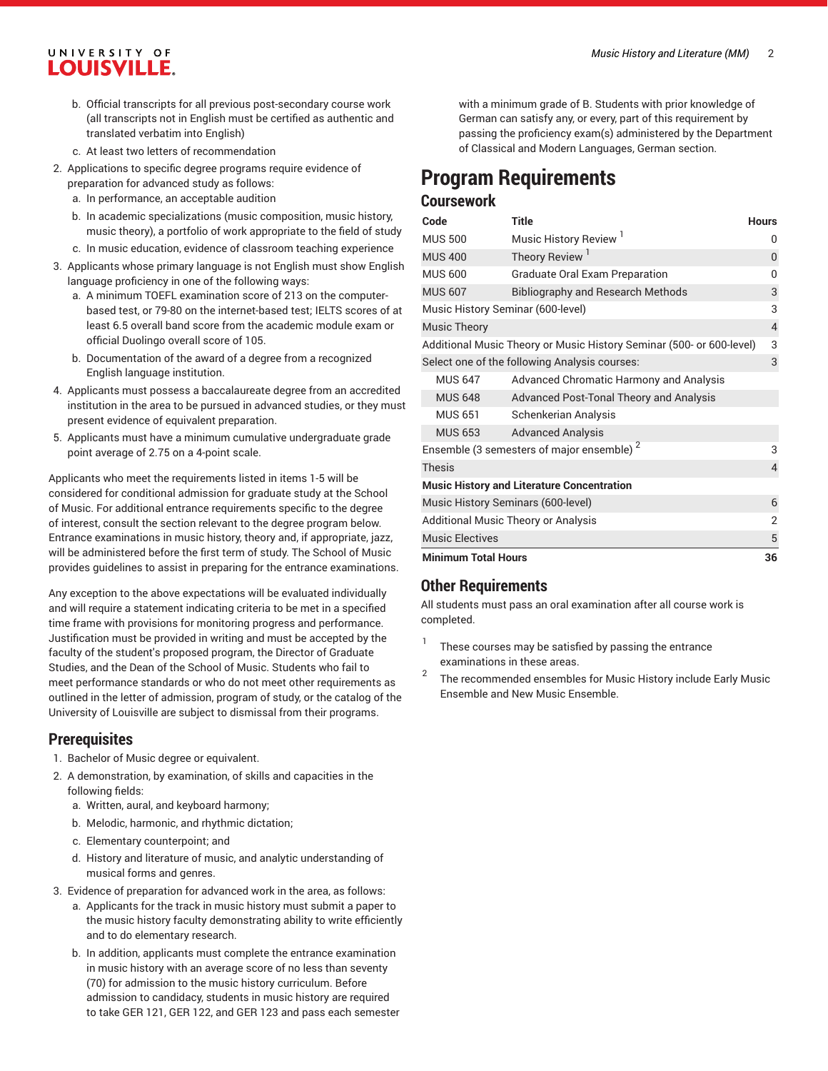b. Official transcripts for all previous post-secondary course work (all transcripts not in English must be certified as authentic and translated verbatim into English)
c. At least two letters of recommendation

2. Applications to specific degree programs require evidence of preparation for advanced study as follows:
   a. In performance, an acceptable audition
   b. In academic specializations (music composition, music history, music theory), a portfolio of work appropriate to the field of study
   c. In music education, evidence of classroom teaching experience
3. Applicants whose primary language is not English must show English language proficiency in one of the following ways:
   a. A minimum TOEFL examination score of 213 on the computer-based test, or 79-80 on the internet-based test; IELTS scores of at least 6.5 overall band score from the academic module exam or official Duolingo overall score of 105.
   b. Documentation of the award of a degree from a recognized English language institution.
4. Applicants must possess a baccalaureate degree from an accredited institution in the area to be pursued in advanced studies, or they must present evidence of equivalent preparation.
5. Applicants must have a minimum cumulative undergraduate grade point average of 2.75 on a 4-point scale.

Applicants who meet the requirements listed in items 1-5 will be considered for conditional admission for graduate study at the School of Music. For additional entrance requirements specific to the degree of interest, consult the section relevant to the degree program below. Entrance examinations in music history, theory and, if appropriate, jazz, will be administered before the first term of study. The School of Music provides guidelines to assist in preparing for the entrance examinations.

Any exception to the above expectations will be evaluated individually and will require a statement indicating criteria to be met in a specified time frame with provisions for monitoring progress and performance. Justification must be provided in writing and must be accepted by the faculty of the student's proposed program, the Director of Graduate Studies, and the Dean of the School of Music. Students who fail to meet performance standards or who do not meet other requirements as outlined in the letter of admission, program of study, or the catalog of the University of Louisville are subject to dismissal from their programs.

## Prerequisites

1. Bachelor of Music degree or equivalent.
2. A demonstration, by examination, of skills and capacities in the following fields:
   a. Written, aural, and keyboard harmony;
   b. Melodic, harmonic, and rhythmic dictation;
   c. Elementary counterpoint; and
   d. History and literature of music, and analytic understanding of musical forms and genres.
3. Evidence of preparation for advanced work in the area, as follows:
   a. Applicants for the track in music history must submit a paper to the music history faculty demonstrating ability to write efficiently and to do elementary research.
   b. In addition, applicants must complete the entrance examination in music history with an average score of no less than seventy (70) for admission to the music history curriculum. Before admission to candidacy, students in music history are required to take GER 121, GER 122, and GER 123 and pass each semester with a minimum grade of B. Students with prior knowledge of German can satisfy any, or every, part of this requirement by passing the proficiency exam(s) administered by the Department of Classical and Modern Languages, German section.

# Program Requirements

## Coursework

| Code | Title | Hours |
|---|---|---|
| MUS 500 | Music History Review [1] | 0 |
| MUS 400 | Theory Review [1] | 0 |
| MUS 600 | Graduate Oral Exam Preparation | 0 |
| MUS 607 | Bibliography and Research Methods | 3 |
| Music History Seminar (600-level) | | 3 |
| Music Theory | | 4 |
| Additional Music Theory or Music History Seminar (500- or 600-level) | | 3 |
| Select one of the following Analysis courses: | | 3 |
| MUS 647 | Advanced Chromatic Harmony and Analysis | |
| MUS 648 | Advanced Post-Tonal Theory and Analysis | |
| MUS 651 | Schenkerian Analysis | |
| MUS 653 | Advanced Analysis | |
| Ensemble (3 semesters of major ensemble) [2] | | 3 |
| Thesis | | 4 |
| **Music History and Literature Concentration** | | |
| Music History Seminars (600-level) | | 6 |
| Additional Music Theory or Analysis | | 2 |
| Music Electives | | 5 |
| **Minimum Total Hours** | | **36** |

## Other Requirements

All students must pass an oral examination after all course work is completed.

[1] These courses may be satisfied by passing the entrance examinations in these areas.

[2] The recommended ensembles for Music History include Early Music Ensemble and New Music Ensemble.